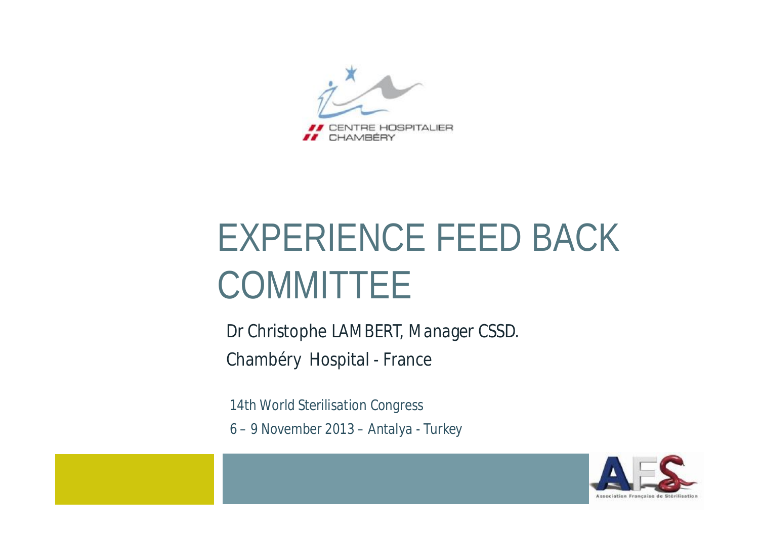CENTRE HOSPITALIER CHAMBÉRY

# EXPERIENCE FEED BACK COMMITTEE

Dr Christophe LAMBERT, Manager CSSD.

Chambéry Hospital - France

14th World Sterilisation Congress

6 – 9 November 2013 – Antalya - Turkey

Association Française de Stérilisation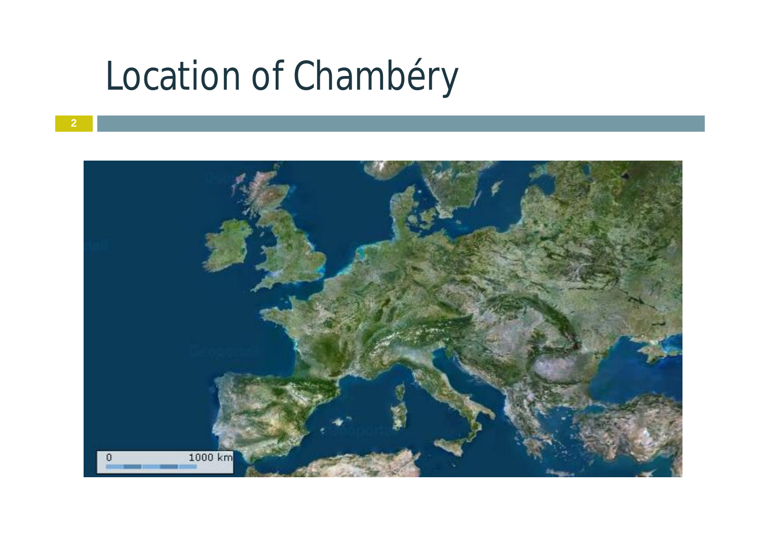# Location of Chambéry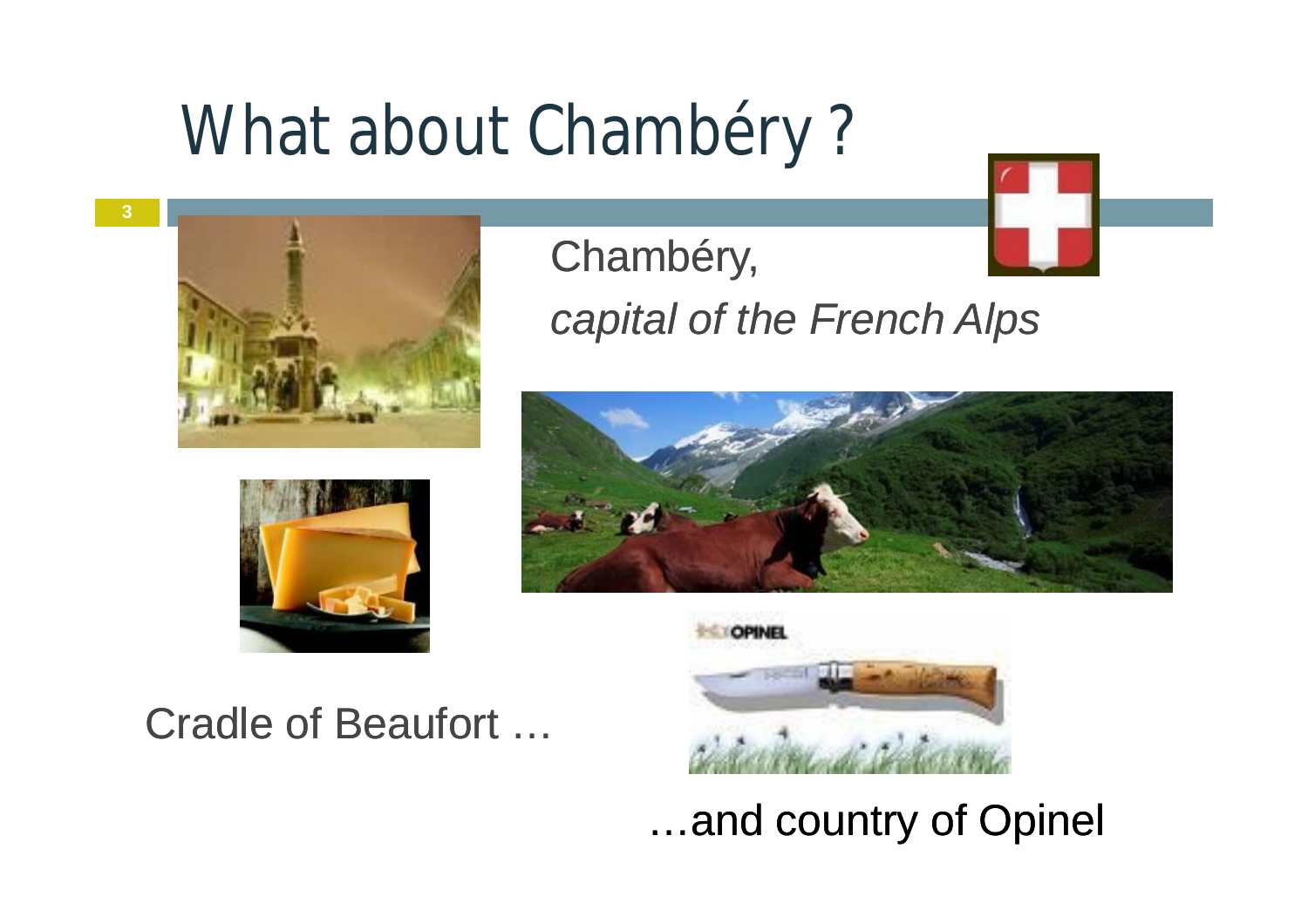# What about Chambéry ?

Chambéry,

*capital of the French Alps*

Cradle of Beaufort …

…and country of Opinel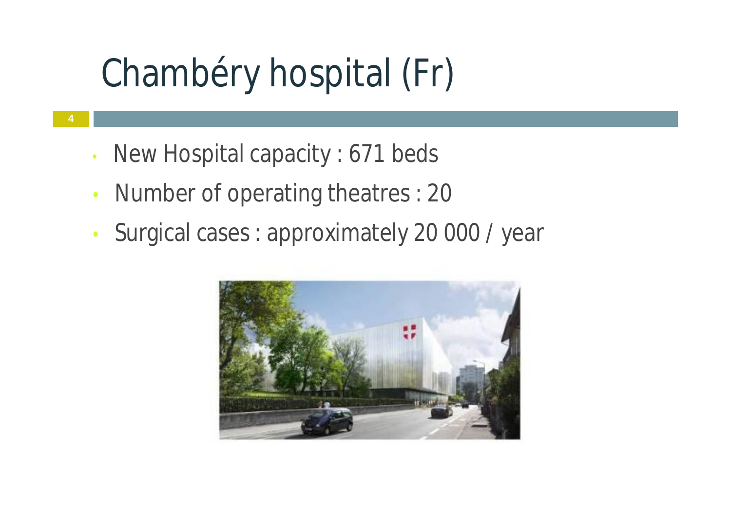# Chambéry hospital (Fr)

- New Hospital capacity : 671 beds
- Number of operating theatres : 20
- Surgical cases : approximately 20 000 / year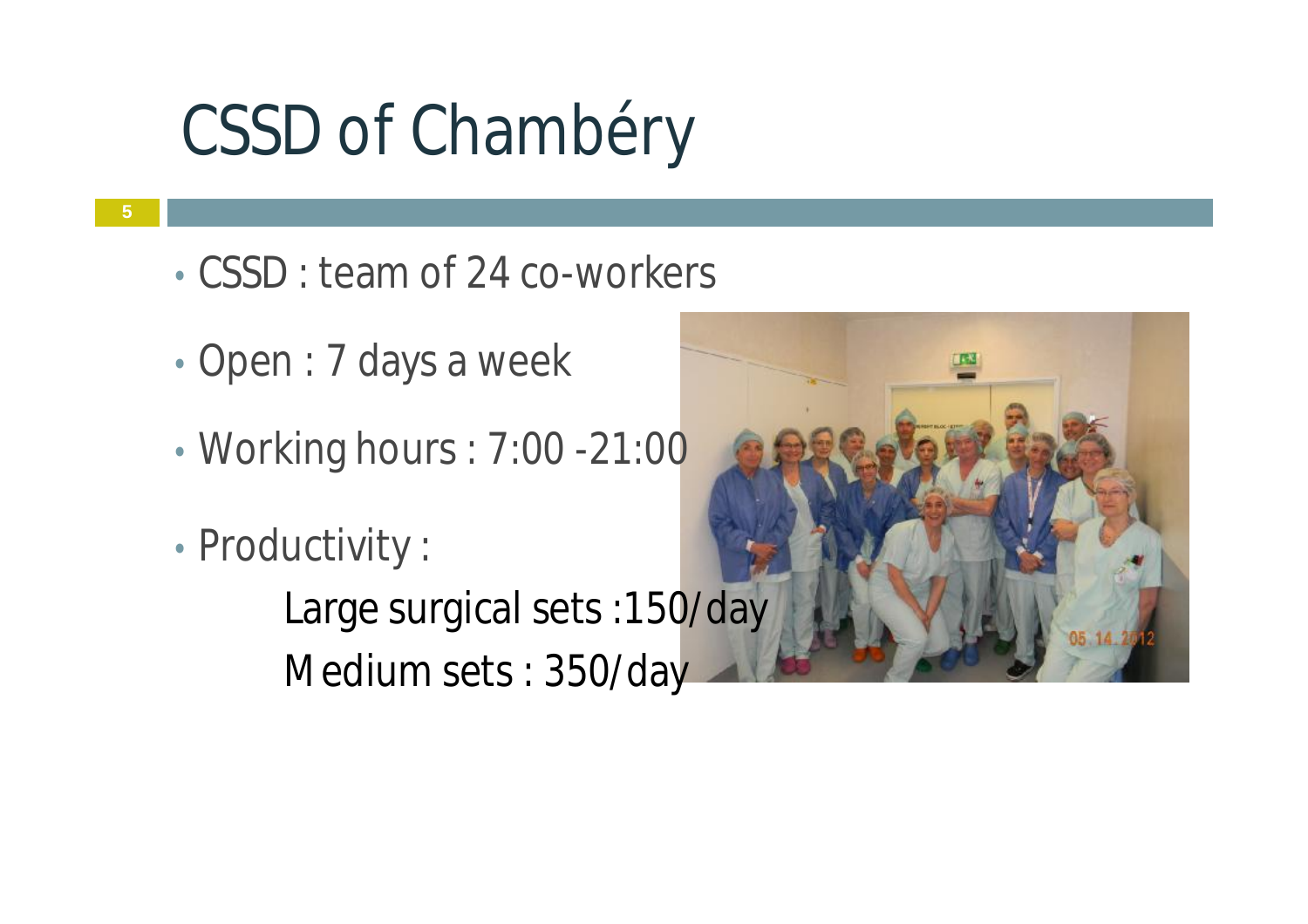# CSSD of Chambéry

- CSSD : team of 24 co-workers
- Open : 7 days a week
- Working hours : 7:00 -21:00
- Productivity :

  Large surgical sets :150/day

  Medium sets : 350/day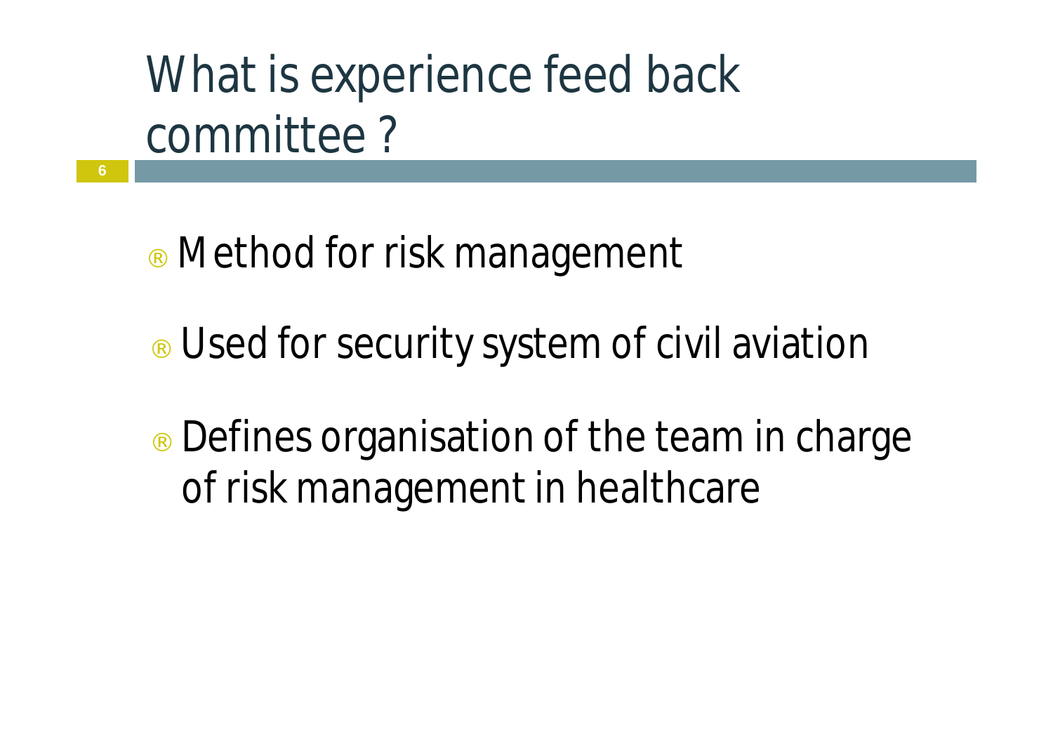# What is experience feed back committee ?

- Method for risk management
- Used for security system of civil aviation
- Defines organisation of the team in charge of risk management in healthcare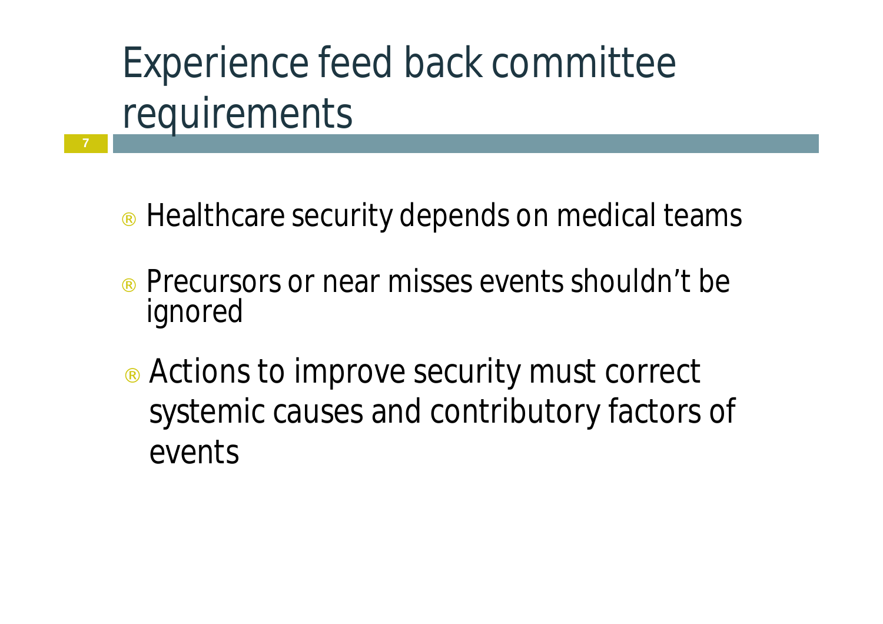# Experience feed back committee requirements

- Healthcare security depends on medical teams
- Precursors or near misses events shouldn't be ignored
- Actions to improve security must correct systemic causes and contributory factors of events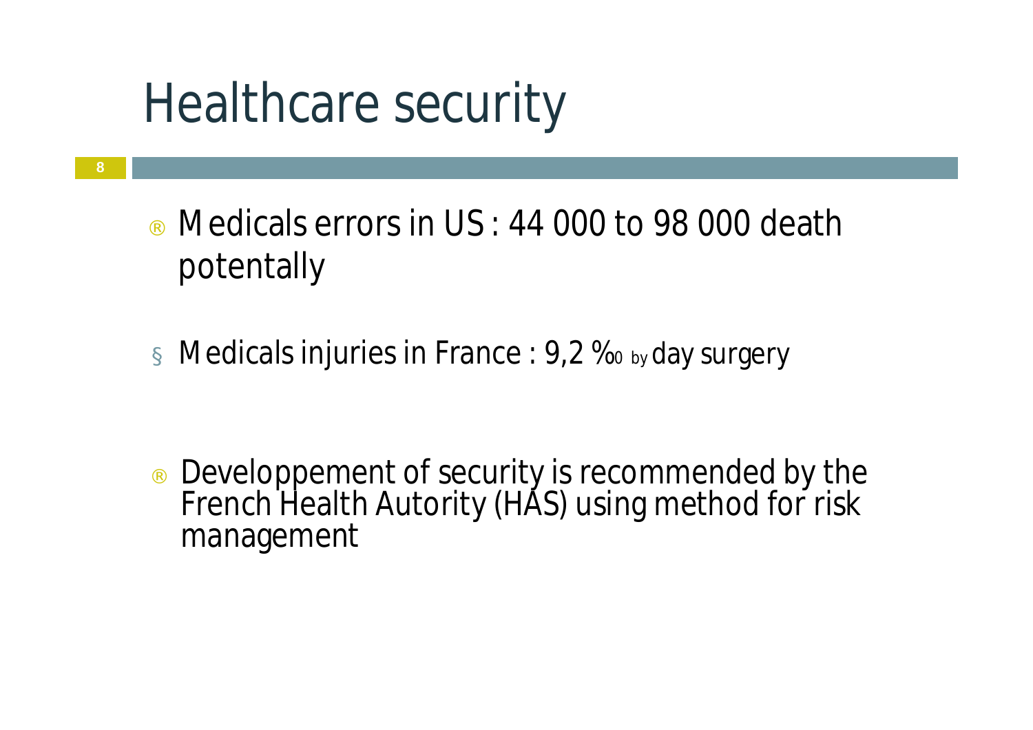# Healthcare security

- Medicals errors in US : 44 000 to 98 000 death potentally

- Medicals injuries in France : 9,2 ‰ by day surgery

- Developpement of security is recommended by the French Health Autority (HAS) using method for risk management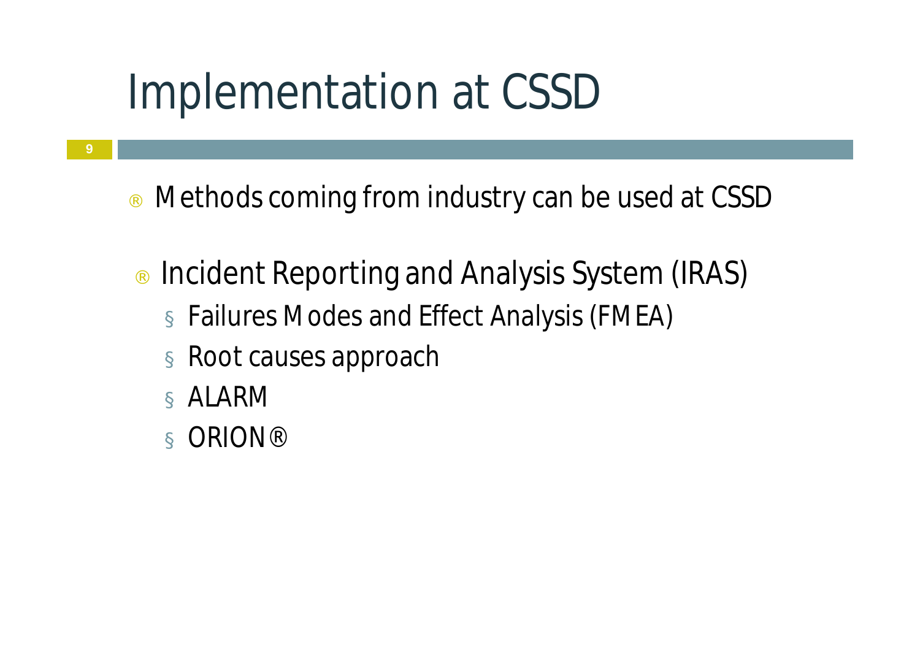# Implementation at CSSD

- Methods coming from industry can be used at CSSD

- Incident Reporting and Analysis System (IRAS)
  - Failures Modes and Effect Analysis (FMEA)
  - Root causes approach
  - ALARM
  - ORION®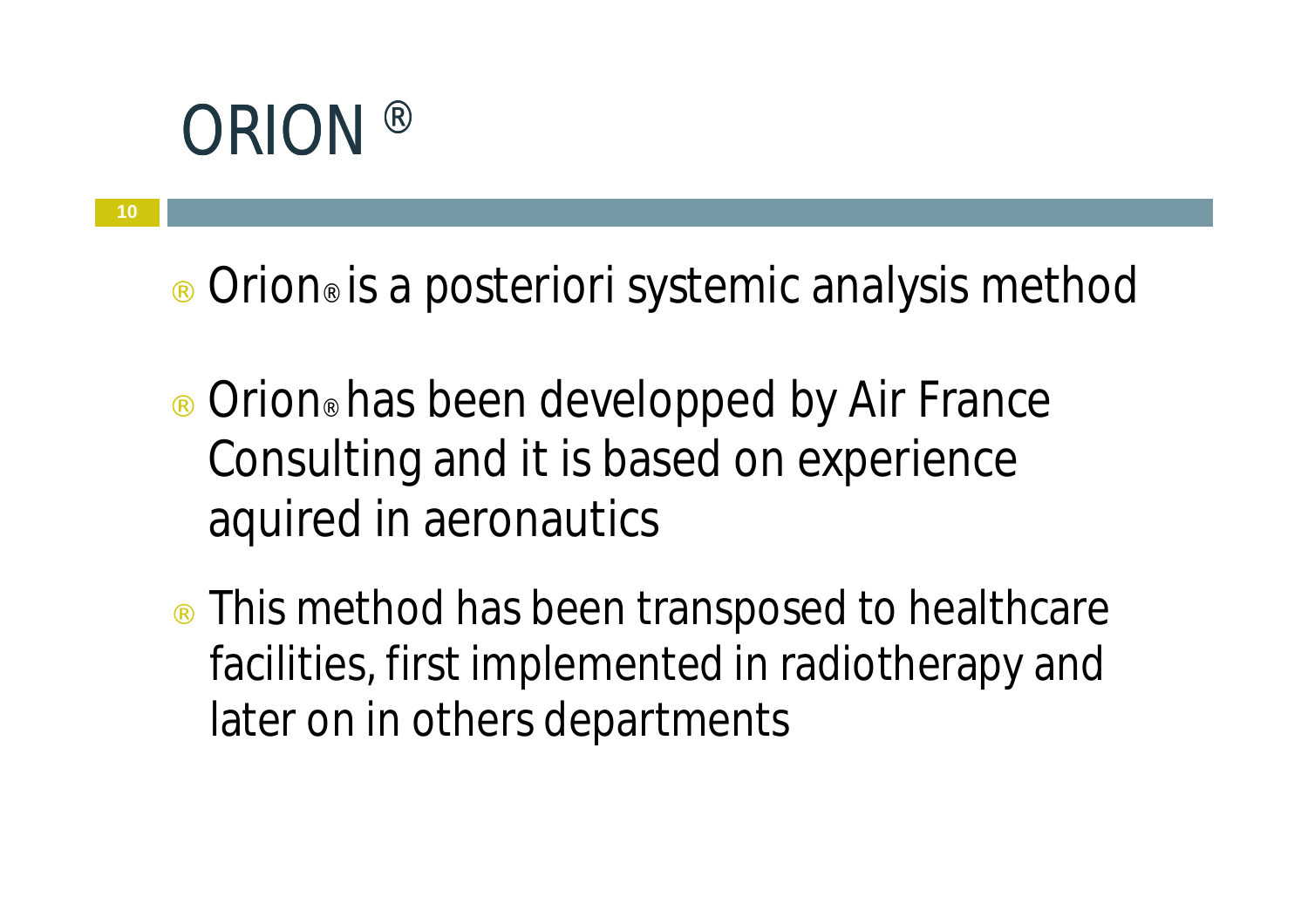# ORION ®

- Orion® is a posteriori systemic analysis method
- Orion® has been developped by Air France Consulting and it is based on experience aquired in aeronautics
- This method has been transposed to healthcare facilities, first implemented in radiotherapy and later on in others departments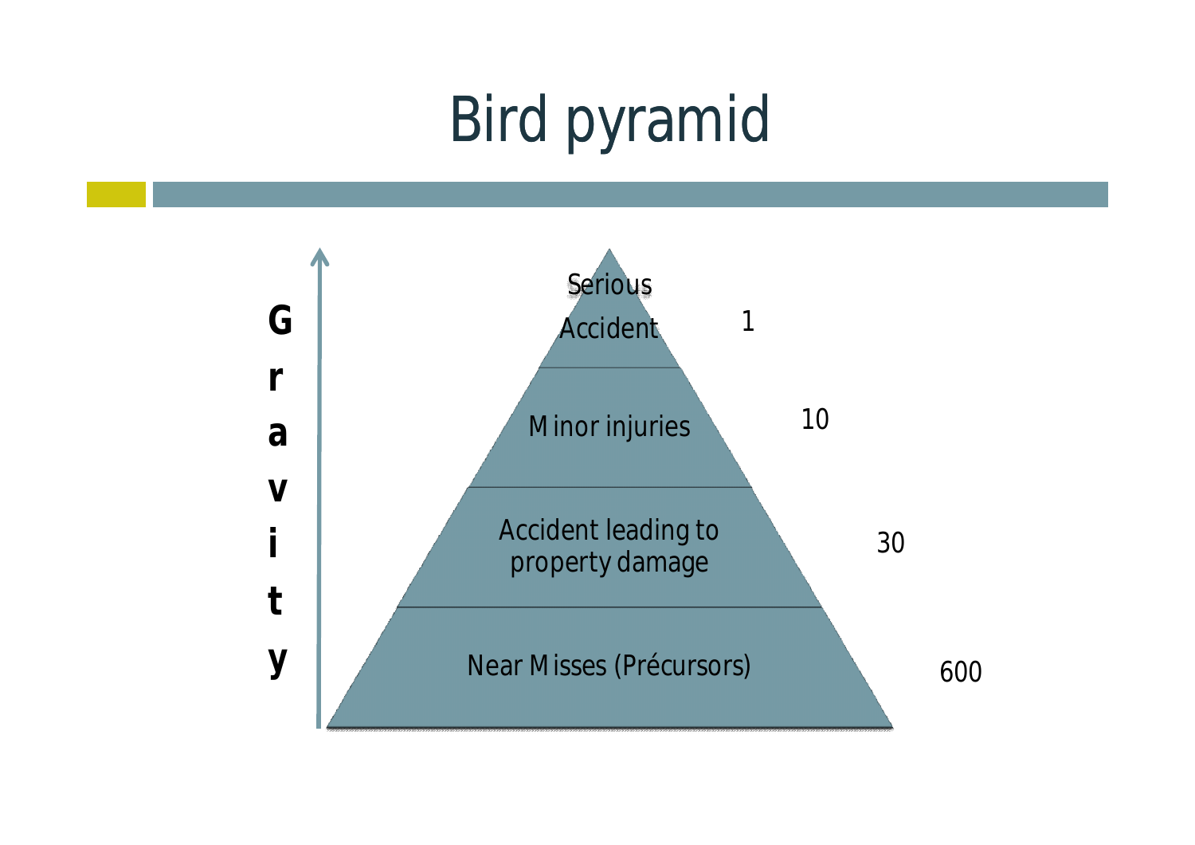# Bird pyramid

**Gravity** (increasing upward)

| Level | Number |
|---|---|
| Serious Accident | 1 |
| Minor injuries | 10 |
| Accident leading to property damage | 30 |
| Near Misses (Précursors) | 600 |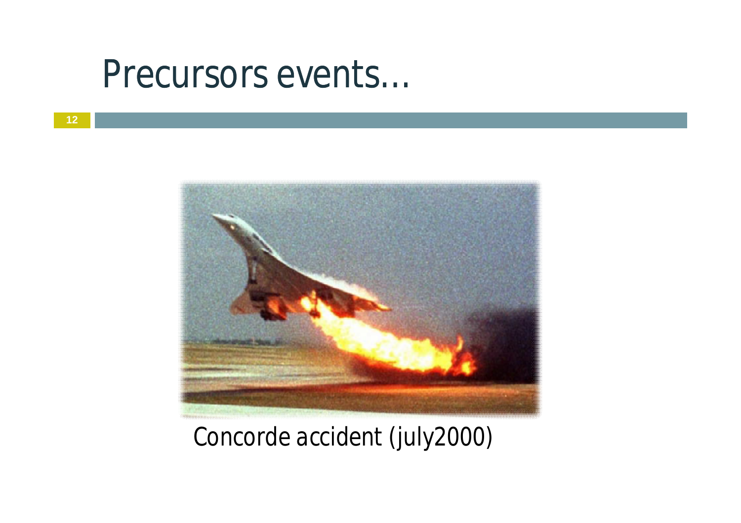# Precursors events…

Concorde accident (july2000)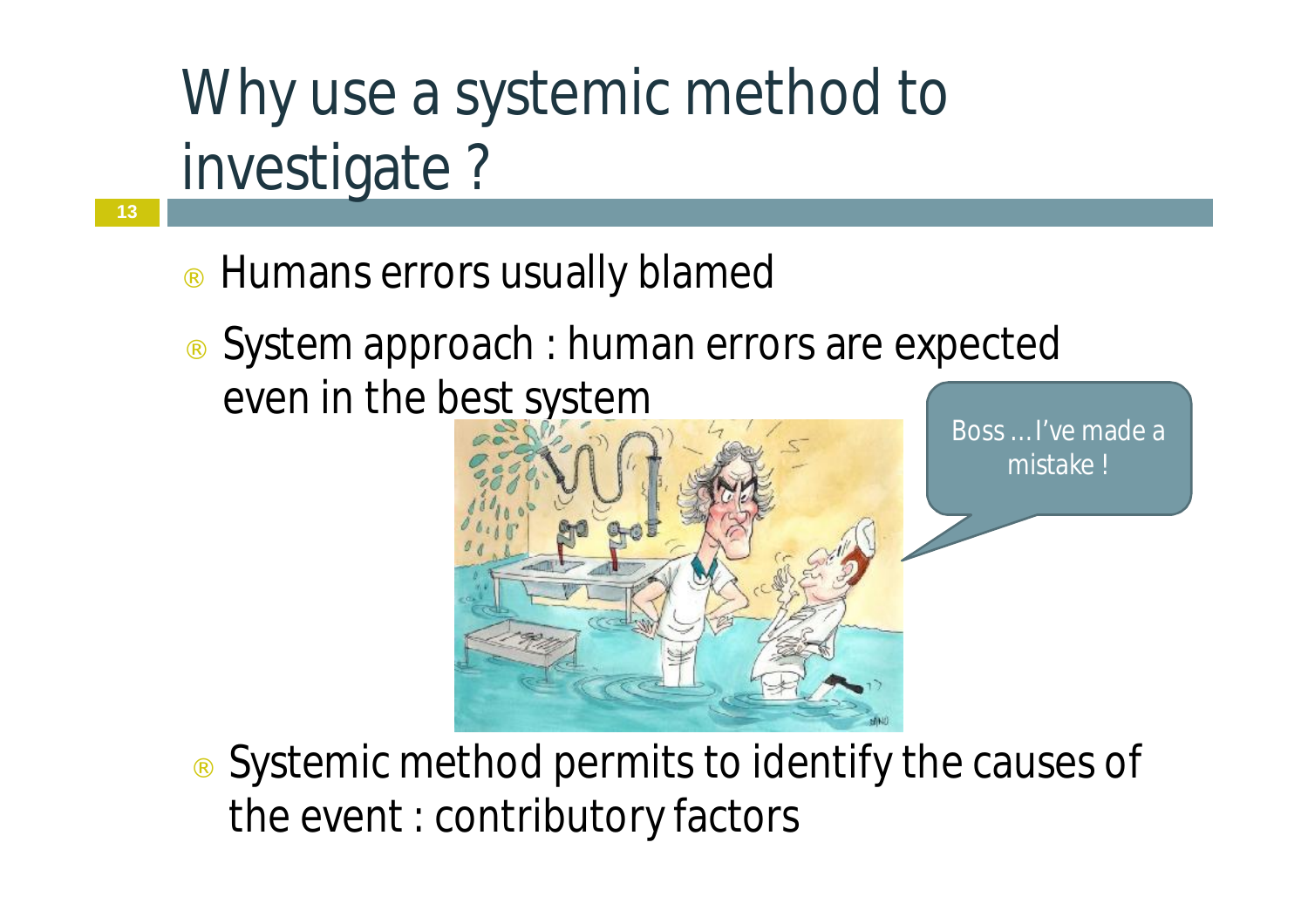# Why use a systemic method to investigate ?

- Humans errors usually blamed
- System approach : human errors are expected even in the best system

Boss ... I've made a mistake !

- Systemic method permits to identify the causes of the event : contributory factors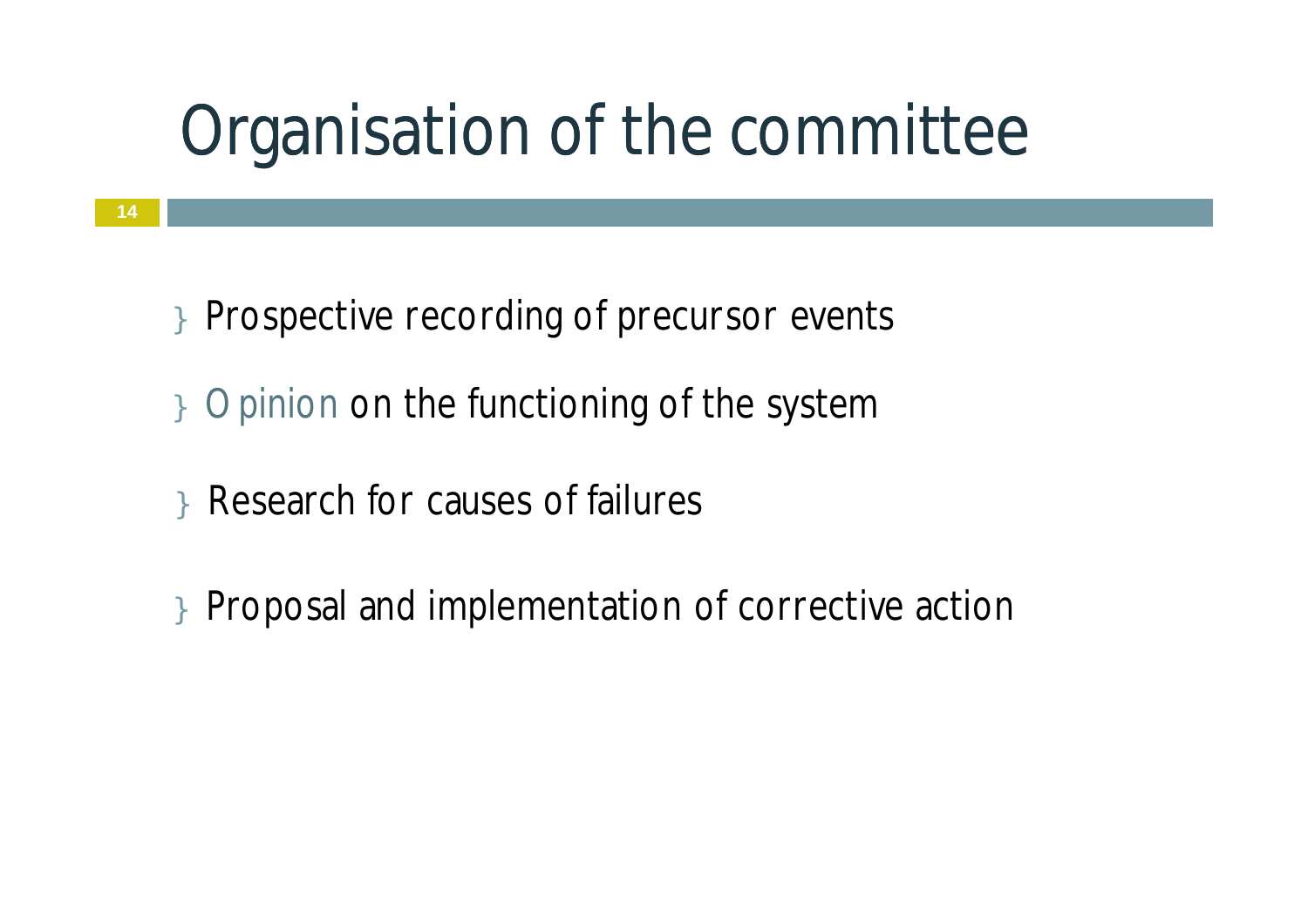# Organisation of the committee

- Prospective recording of precursor events
- Opinion on the functioning of the system
- Research for causes of failures
- Proposal and implementation of corrective action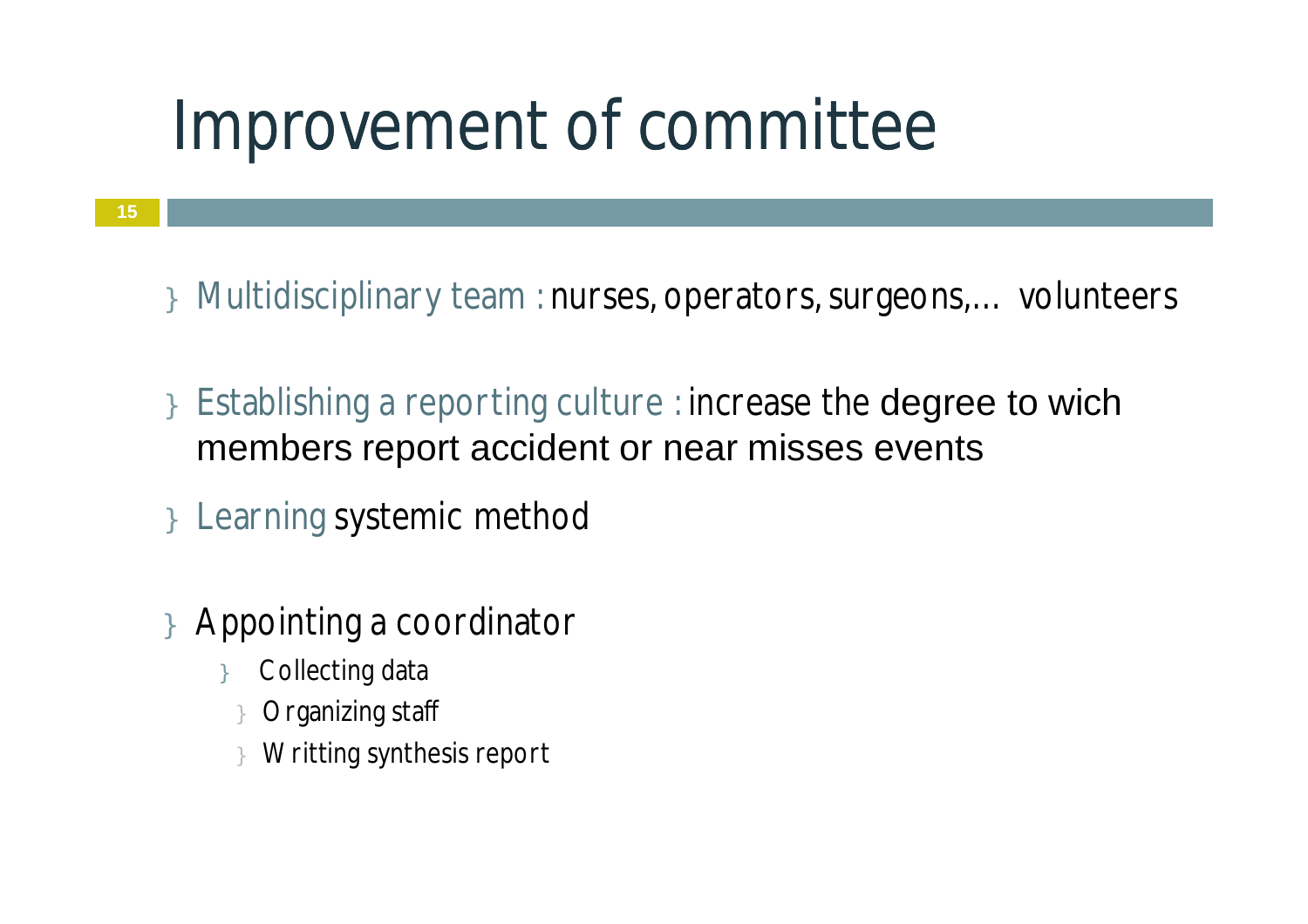# Improvement of committee

- Multidisciplinary team : nurses, operators, surgeons,… volunteers
- Establishing a reporting culture : increase the degree to wich members report accident or near misses events
- Learning systemic method
- Appointing a coordinator
  - Collecting data
  - Organizing staff
  - Writting synthesis report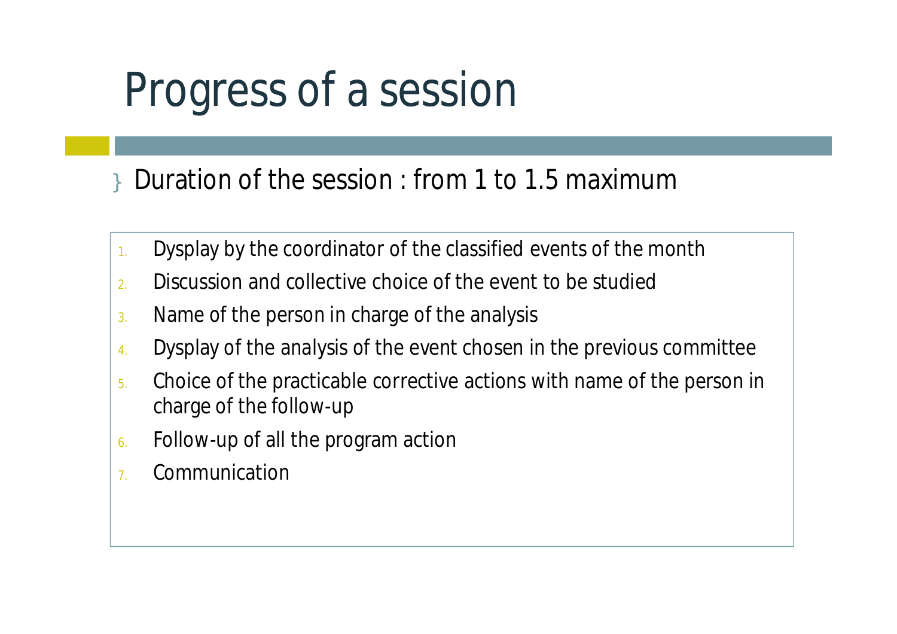# Progress of a session

- Duration of the session : from 1 to 1.5 maximum

1. Dysplay by the coordinator of the classified events of the month
2. Discussion and collective choice of the event to be studied
3. Name of the person in charge of the analysis
4. Dysplay of the analysis of the event chosen in the previous committee
5. Choice of the practicable corrective actions with name of the person in charge of the follow-up
6. Follow-up of all the program action
7. Communication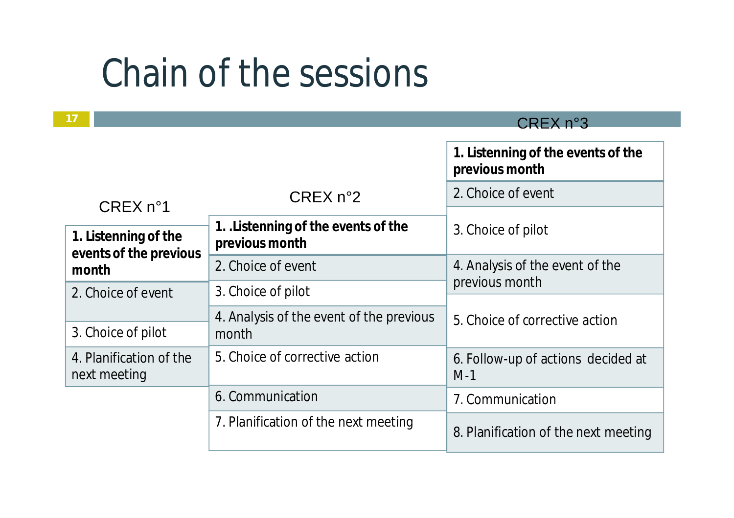# Chain of the sessions

### CREX n°1

1. **Listenning of the events of the previous month**
2. Choice of event
3. Choice of pilot
4. Planification of the next meeting

### CREX n°2

1. **.Listenning of the events of the previous month**
2. Choice of event
3. Choice of pilot
4. Analysis of the event of the previous month
5. Choice of corrective action
6. Communication
7. Planification of the next meeting

### CREX n°3

1. **Listenning of the events of the previous month**
2. Choice of event
3. Choice of pilot
4. Analysis of the event of the previous month
5. Choice of corrective action
6. Follow-up of actions decided at M-1
7. Communication
8. Planification of the next meeting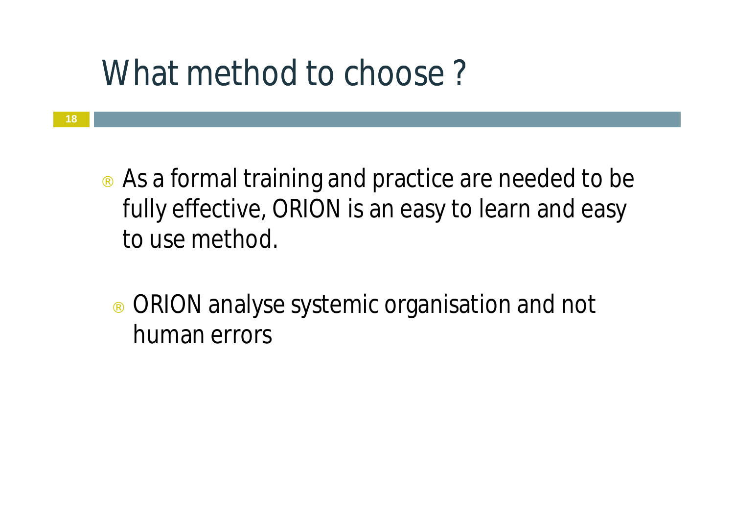# What method to choose ?

- As a formal training and practice are needed to be fully effective, ORION is an easy to learn and easy to use method.
  - ORION analyse systemic organisation and not human errors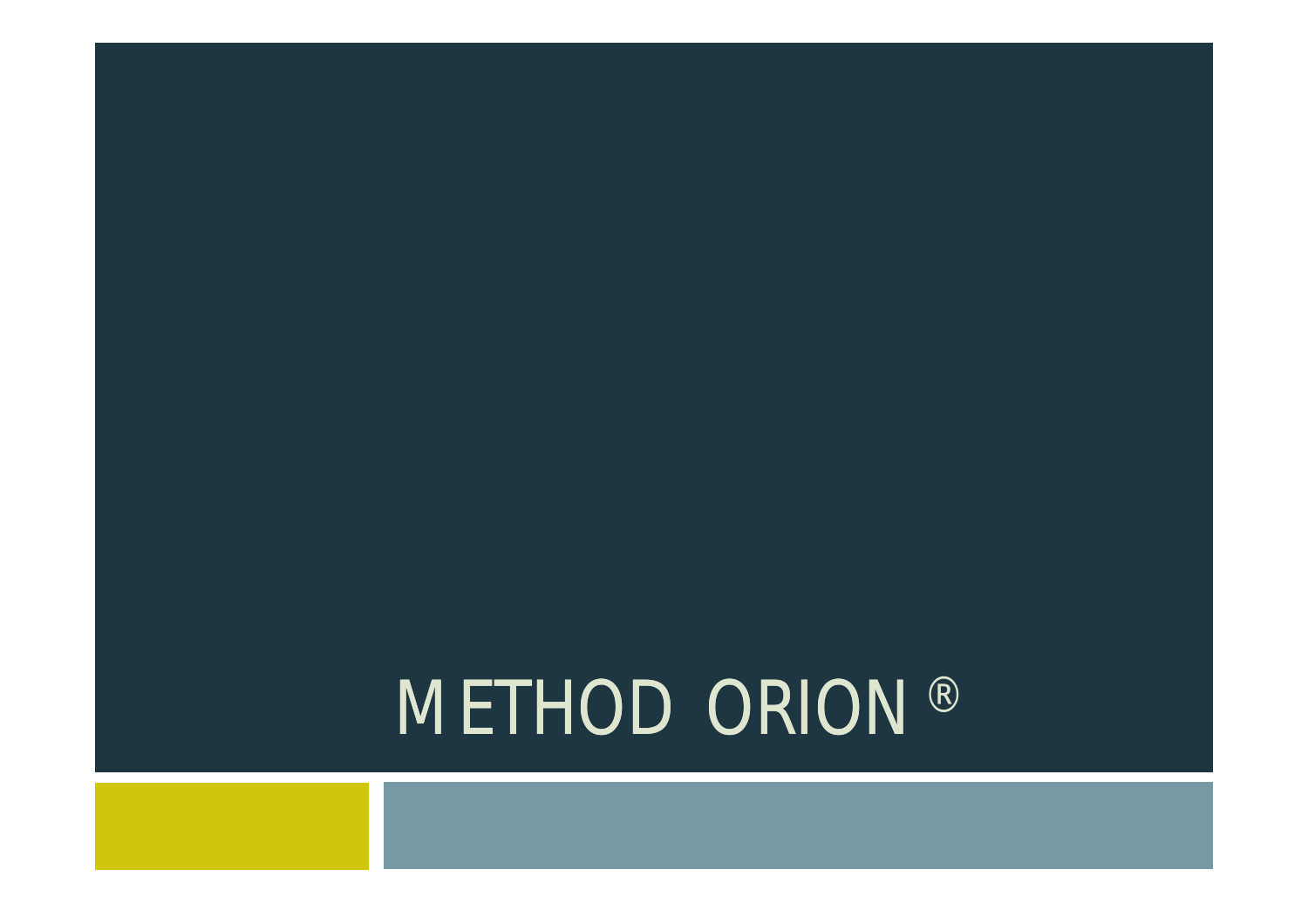# METHOD ORION ®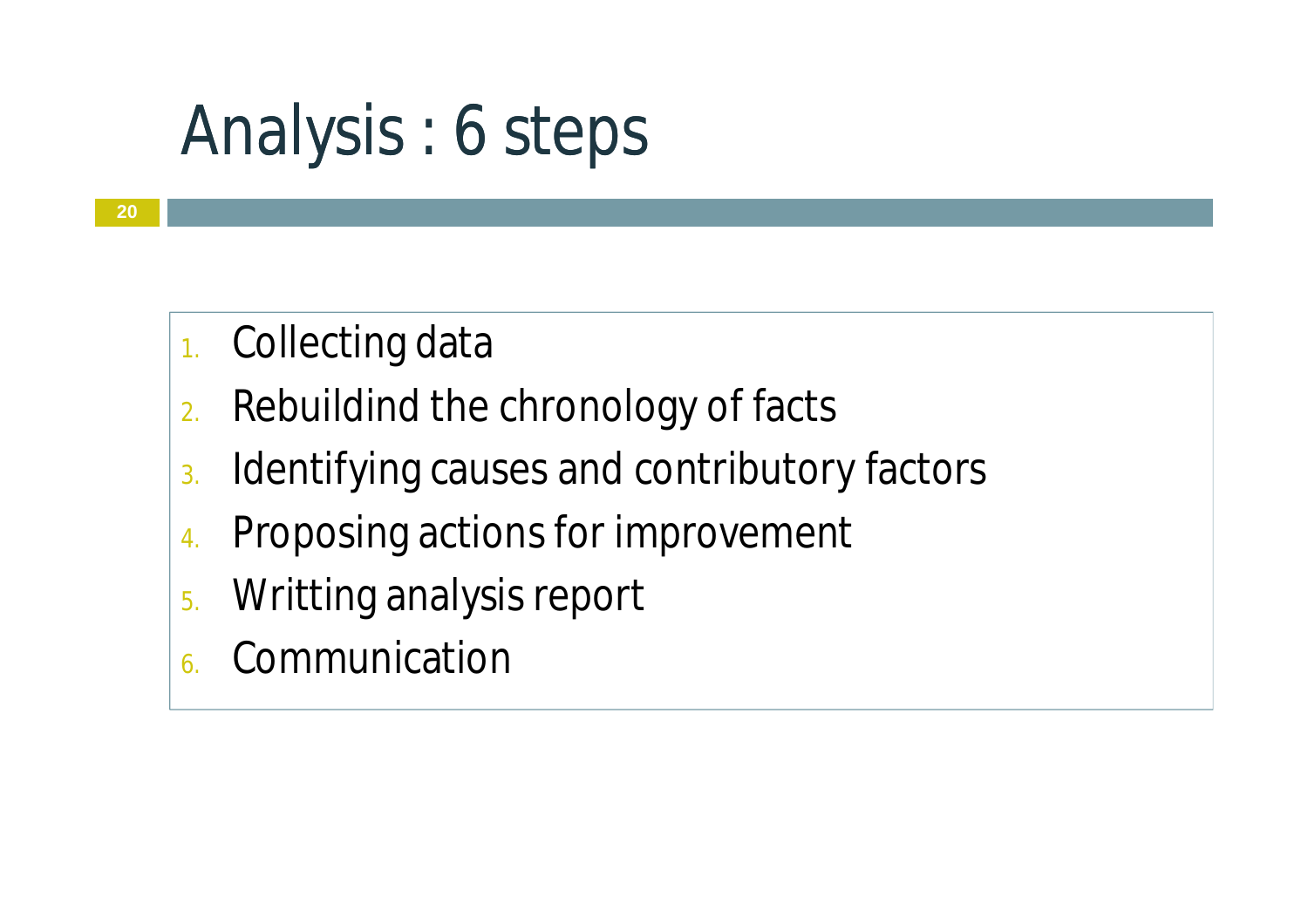# Analysis : 6 steps

1. Collecting data
2. Rebuildind the chronology of facts
3. Identifying causes and contributory factors
4. Proposing actions for improvement
5. Writting analysis report
6. Communication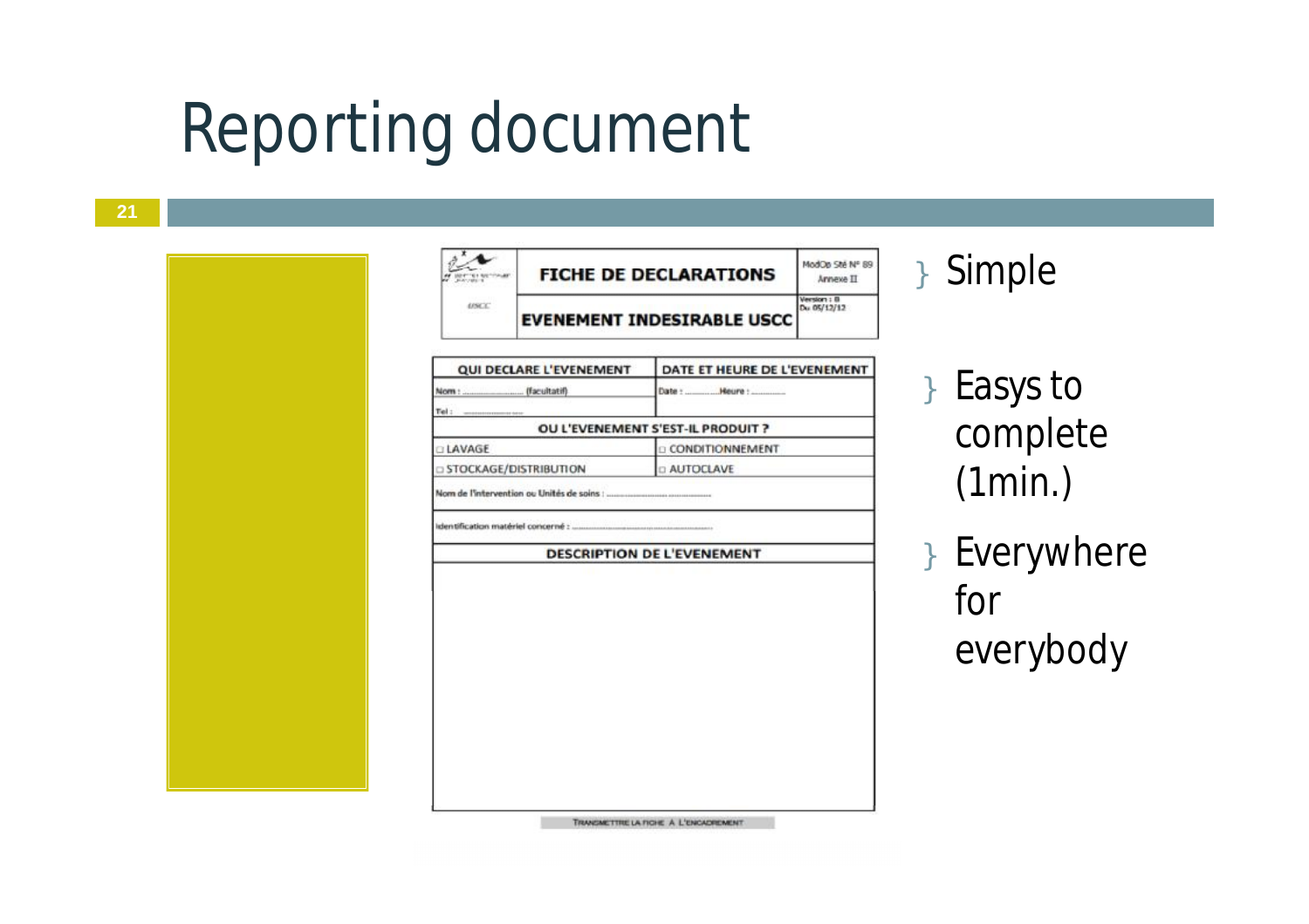# Reporting document

| FICHE DE DECLARATIONS | ModOp Sté N° 89 Annexe II |
|---|---|
| EVENEMENT INDESIRABLE USCC | Version : B Du 05/12/12 |

| QUI DECLARE L'EVENEMENT | DATE ET HEURE DE L'EVENEMENT |
|---|---|
| Nom : .................. (facultatif) Tel : .................. | Date : .......... Heure : .......... |
| OU L'EVENEMENT S'EST-IL PRODUIT ? | |
| □ LAVAGE | □ CONDITIONNEMENT |
| □ STOCKAGE/DISTRIBUTION | □ AUTOCLAVE |
| Nom de l'intervention ou Unités de soins : .................. | |
| Identification matériel concerné : .................. | |
| DESCRIPTION DE L'EVENEMENT | |

TRANSMETTRE LA FICHE A L'ENCADREMENT

- Simple
- Easys to complete (1min.)
- Everywhere for everybody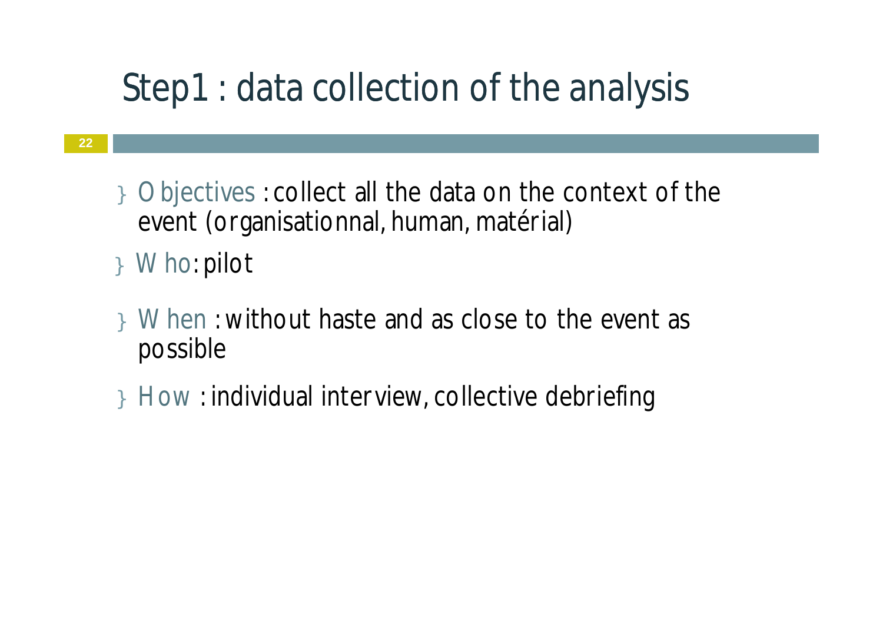# Step1 : data collection of the analysis

- Objectives : collect all the data on the context of the event (organisationnal, human, matérial)
- Who: pilot
- When : without haste and as close to the event as possible
- How : individual interview, collective debriefing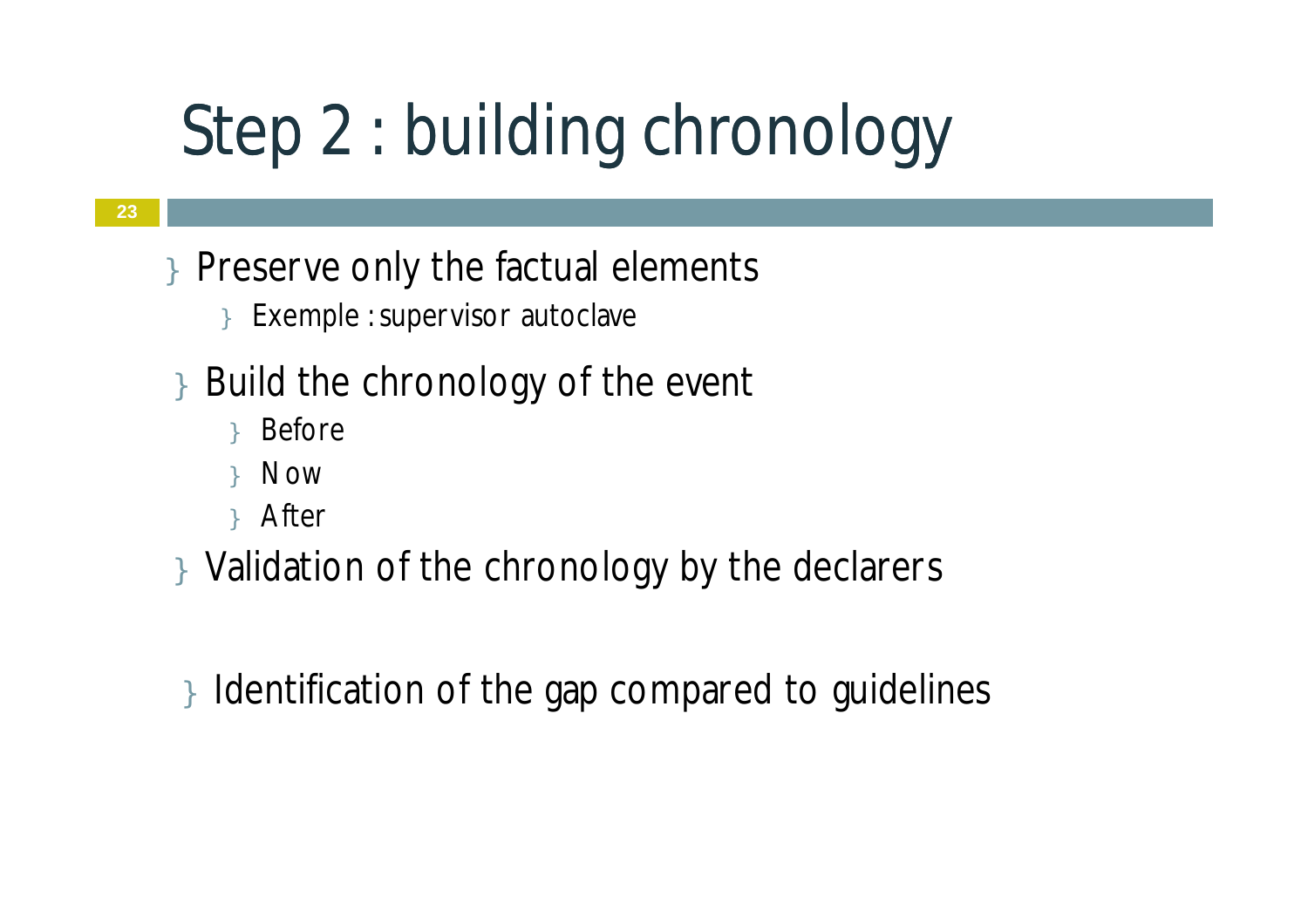# Step 2 : building chronology

- Preserve only the factual elements
  - Exemple : supervisor autoclave
- Build the chronology of the event
  - Before
  - Now
  - After
- Validation of the chronology by the declarers

- Identification of the gap compared to guidelines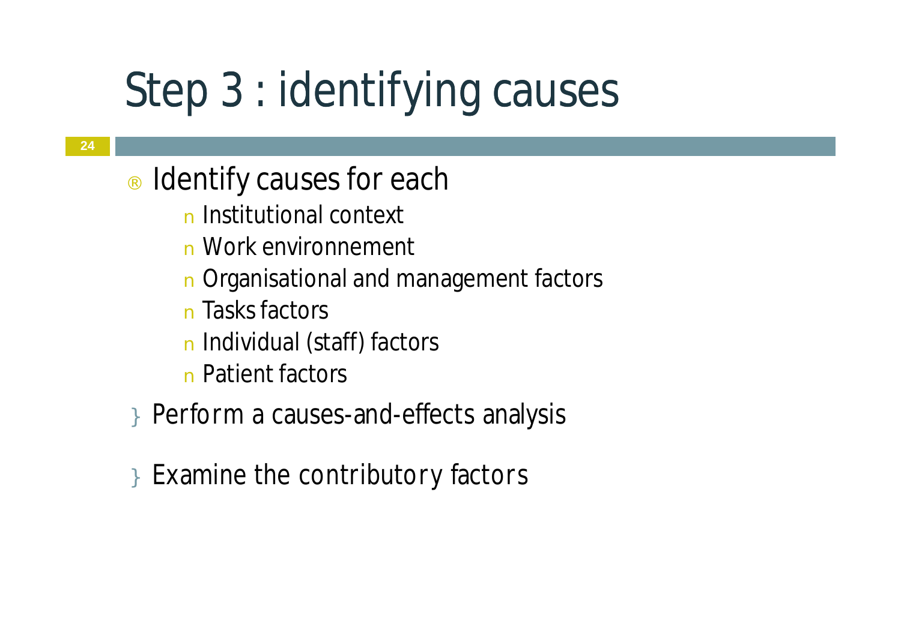# Step 3 : identifying causes

- Identify causes for each
  - Institutional context
  - Work environnement
  - Organisational and management factors
  - Tasks factors
  - Individual (staff) factors
  - Patient factors
- Perform a causes-and-effects analysis
- Examine the contributory factors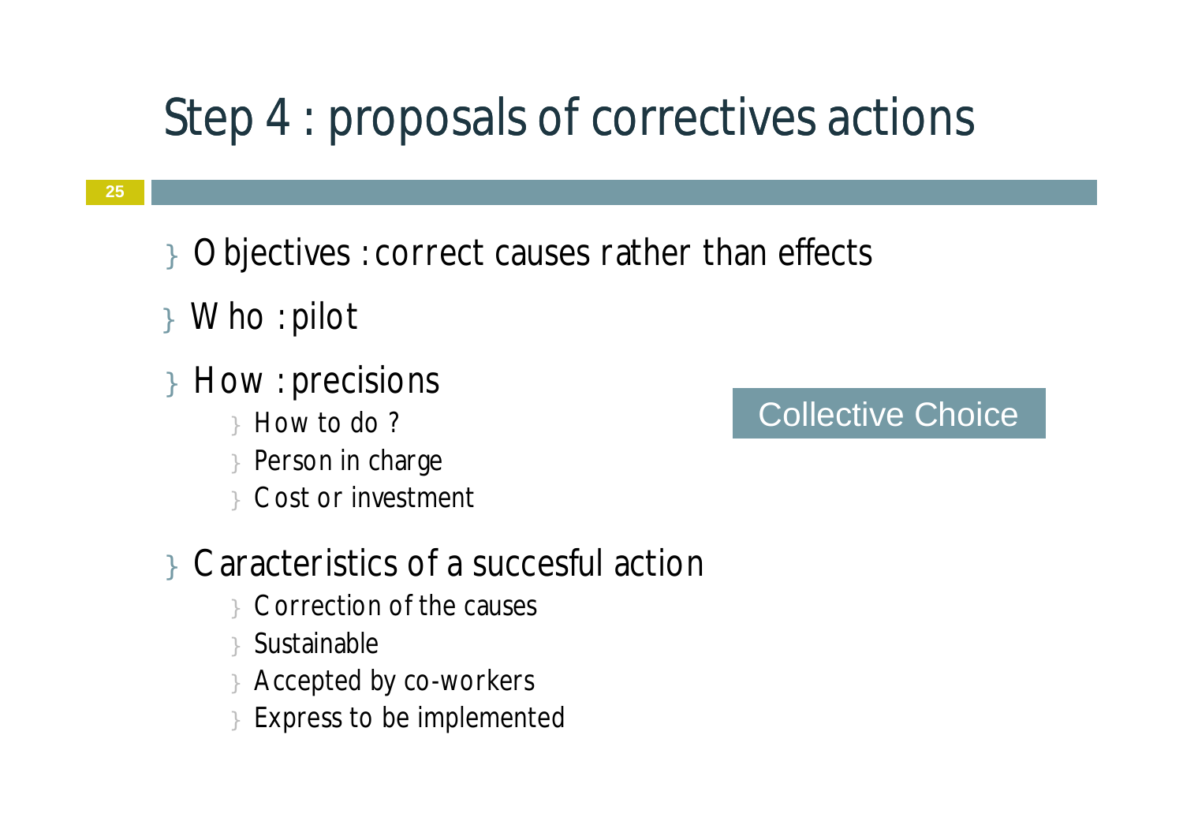# Step 4 : proposals of correctives actions

- Objectives : correct causes rather than effects
- Who : pilot
- How : precisions
  - How to do ?
  - Person in charge
  - Cost or investment

Collective Choice

- Caracteristics of a succesful action
  - Correction of the causes
  - Sustainable
  - Accepted by co-workers
  - Express to be implemented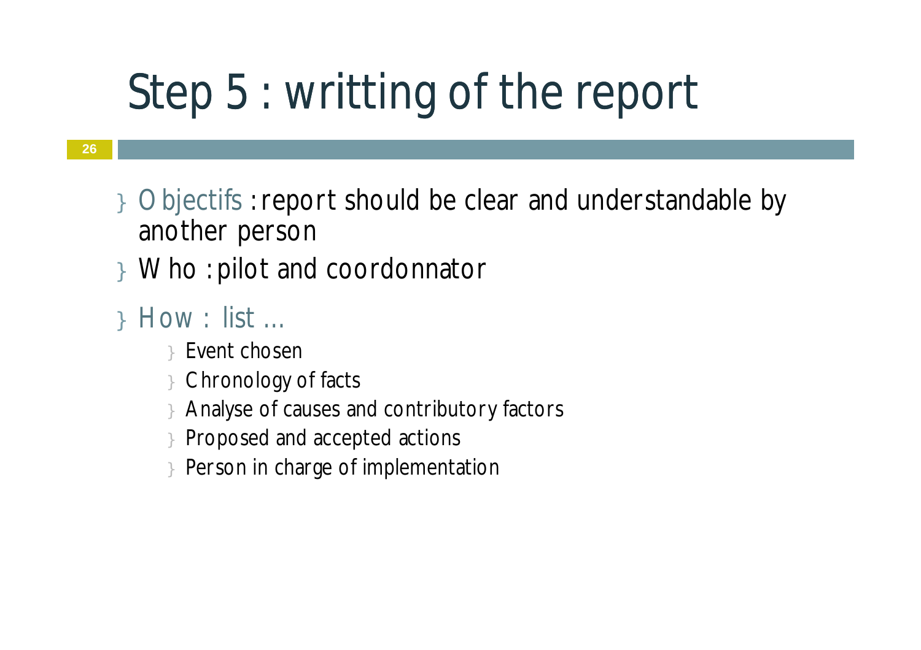# Step 5 : writting of the report

- Objectifs : report should be clear and understandable by another person
- Who : pilot and coordonnator
- How : list …
  - Event chosen
  - Chronology of facts
  - Analyse of causes and contributory factors
  - Proposed and accepted actions
  - Person in charge of implementation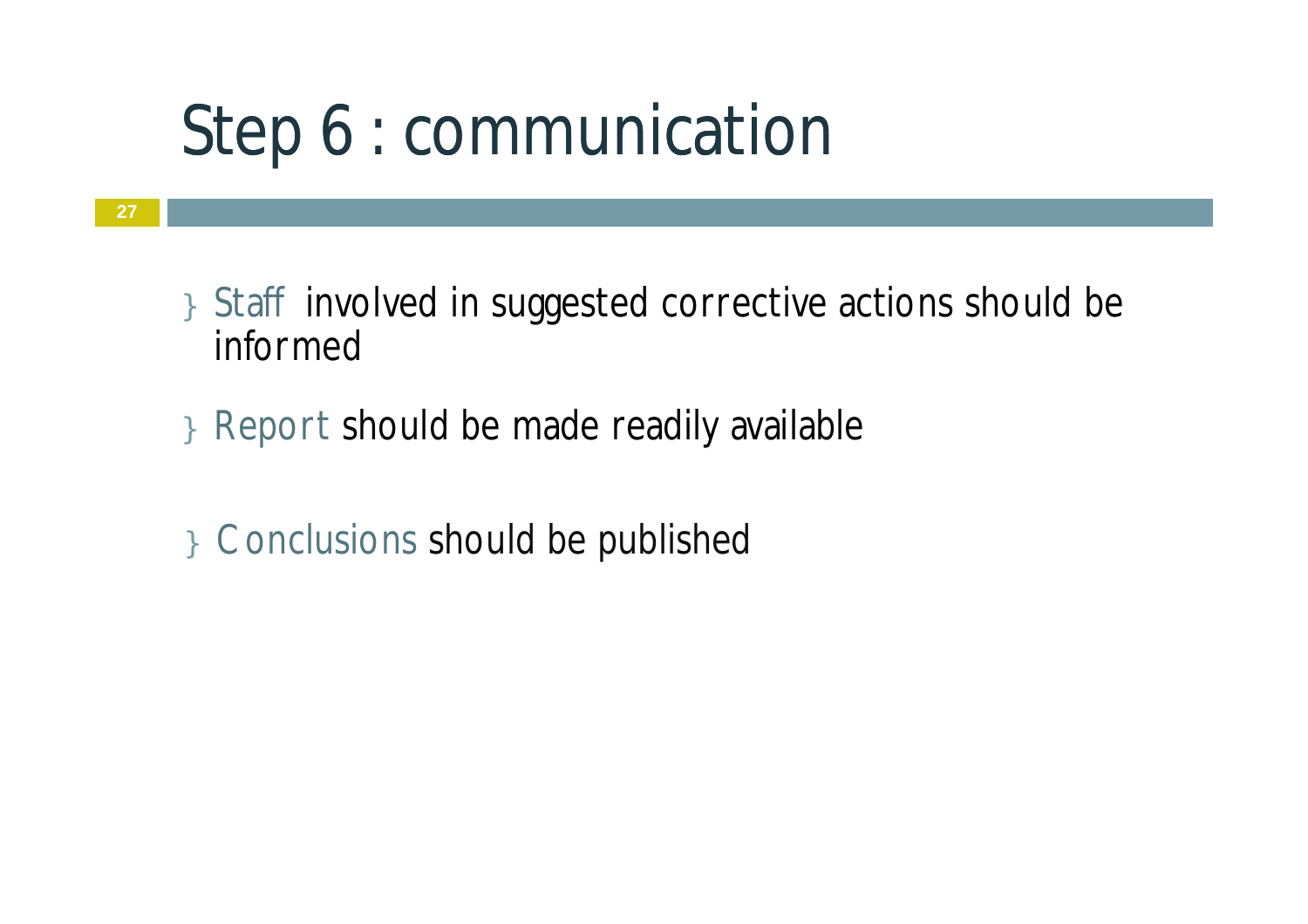# Step 6 : communication

- Staff involved in suggested corrective actions should be informed
- Report should be made readily available
- Conclusions should be published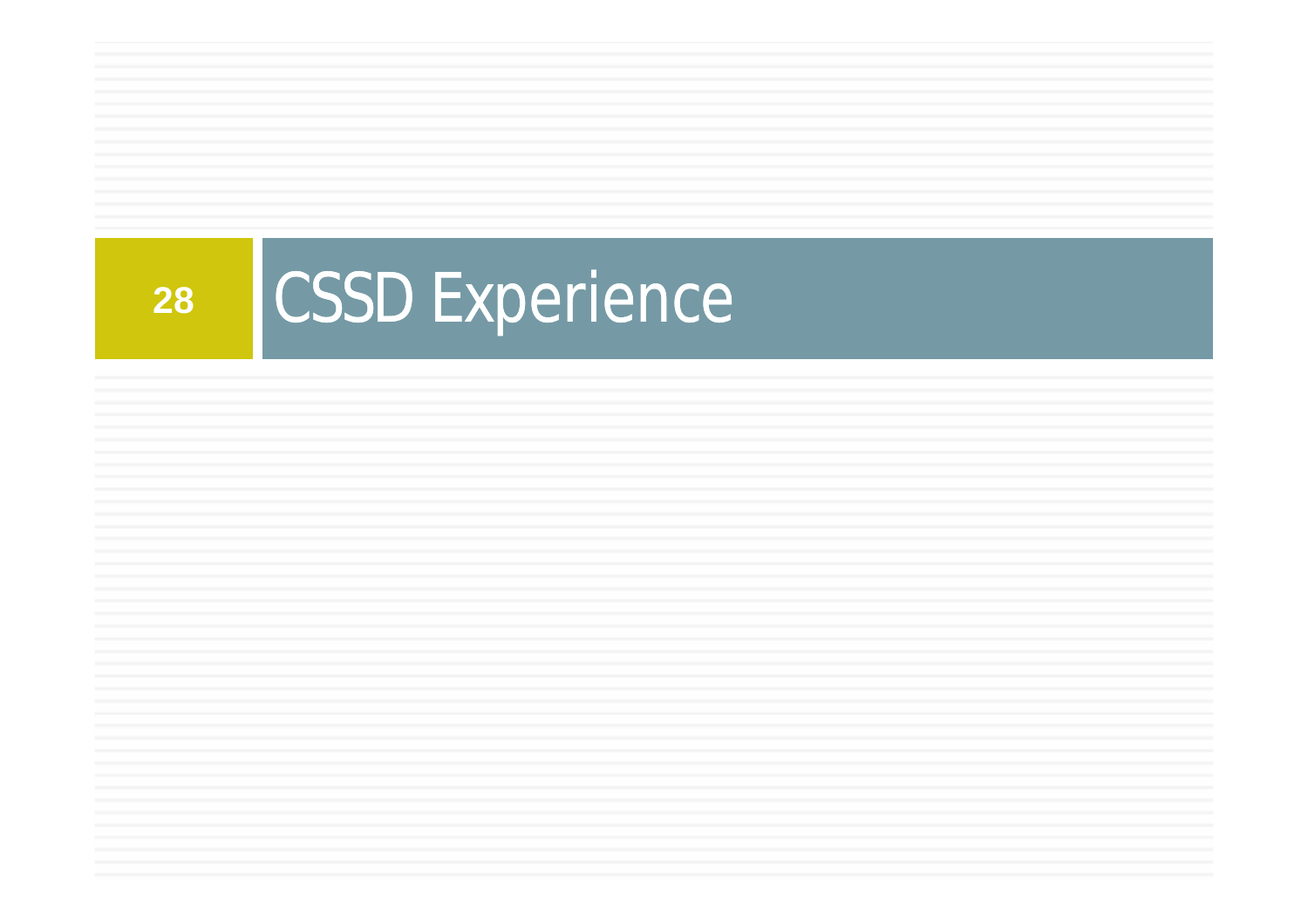# CSSD Experience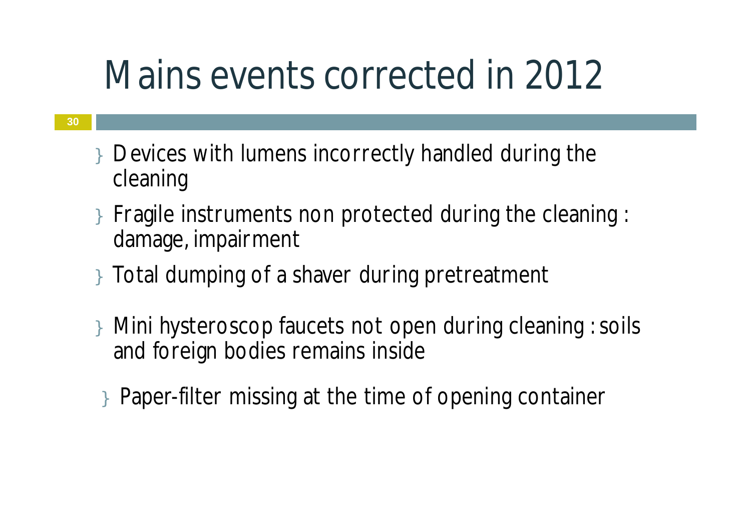# Mains events corrected in 2012

- Devices with lumens incorrectly handled during the cleaning
- Fragile instruments non protected during the cleaning : damage, impairment
- Total dumping of a shaver during pretreatment
- Mini hysteroscop faucets not open during cleaning : soils and foreign bodies remains inside
- Paper-filter missing at the time of opening container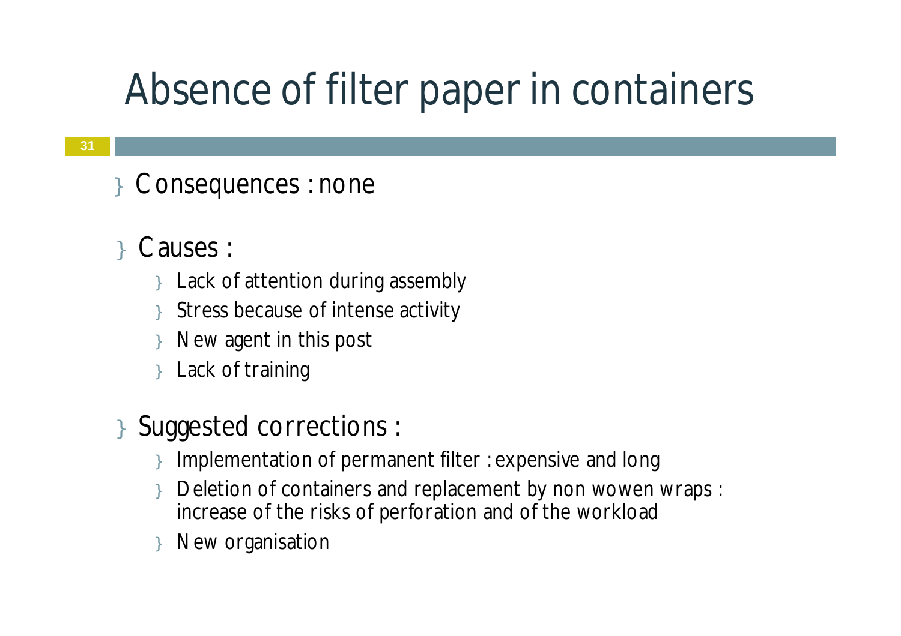# Absence of filter paper in containers

- Consequences : none
- Causes :
  - Lack of attention during assembly
  - Stress because of intense activity
  - New agent in this post
  - Lack of training
- Suggested corrections :
  - Implementation of permanent filter : expensive and long
  - Deletion of containers and replacement by non wowen wraps : increase of the risks of perforation and of the workload
  - New organisation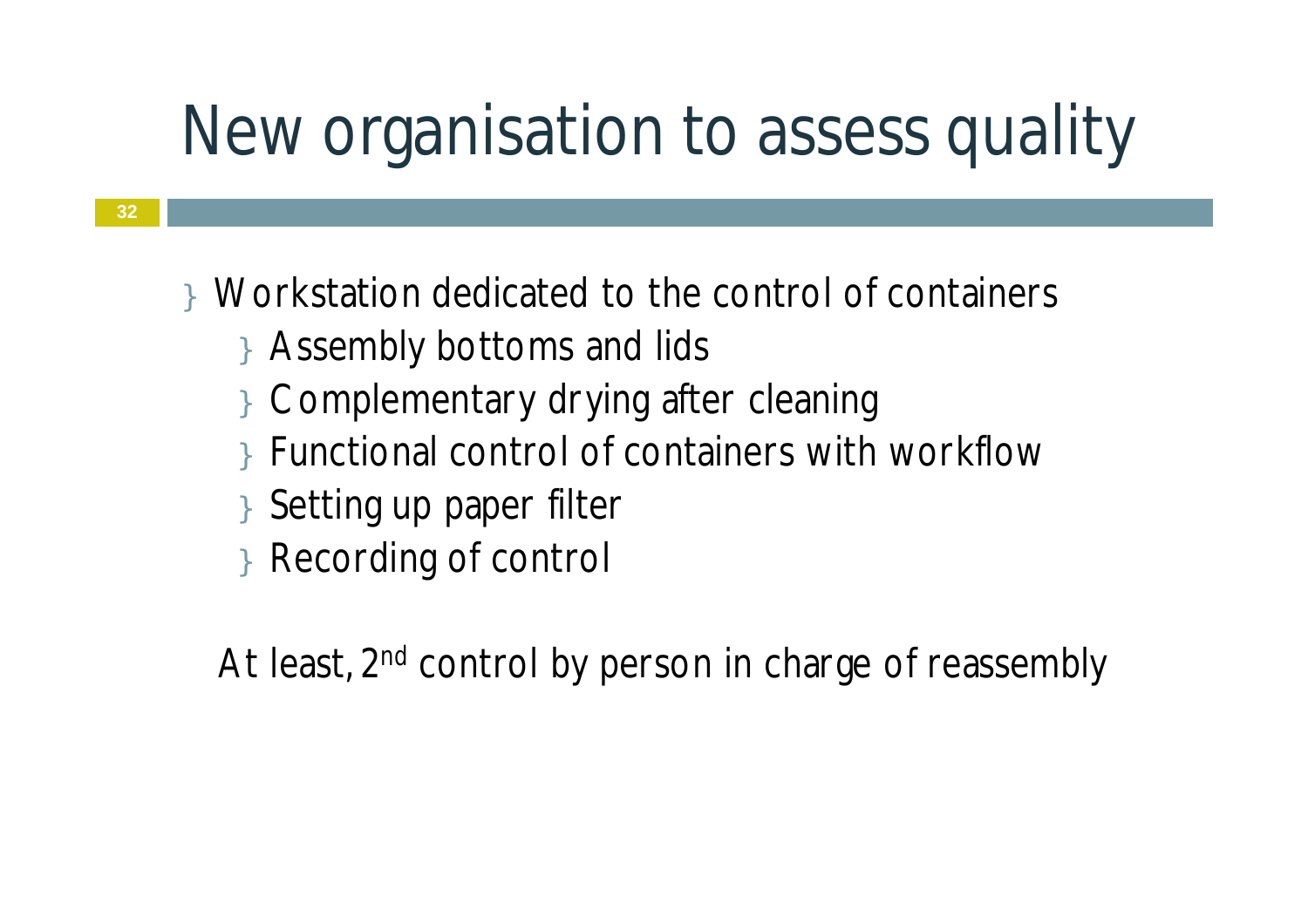# New organisation to assess quality

- Workstation dedicated to the control of containers
  - Assembly bottoms and lids
  - Complementary drying after cleaning
  - Functional control of containers with workflow
  - Setting up paper filter
  - Recording of control

At least, 2nd control by person in charge of reassembly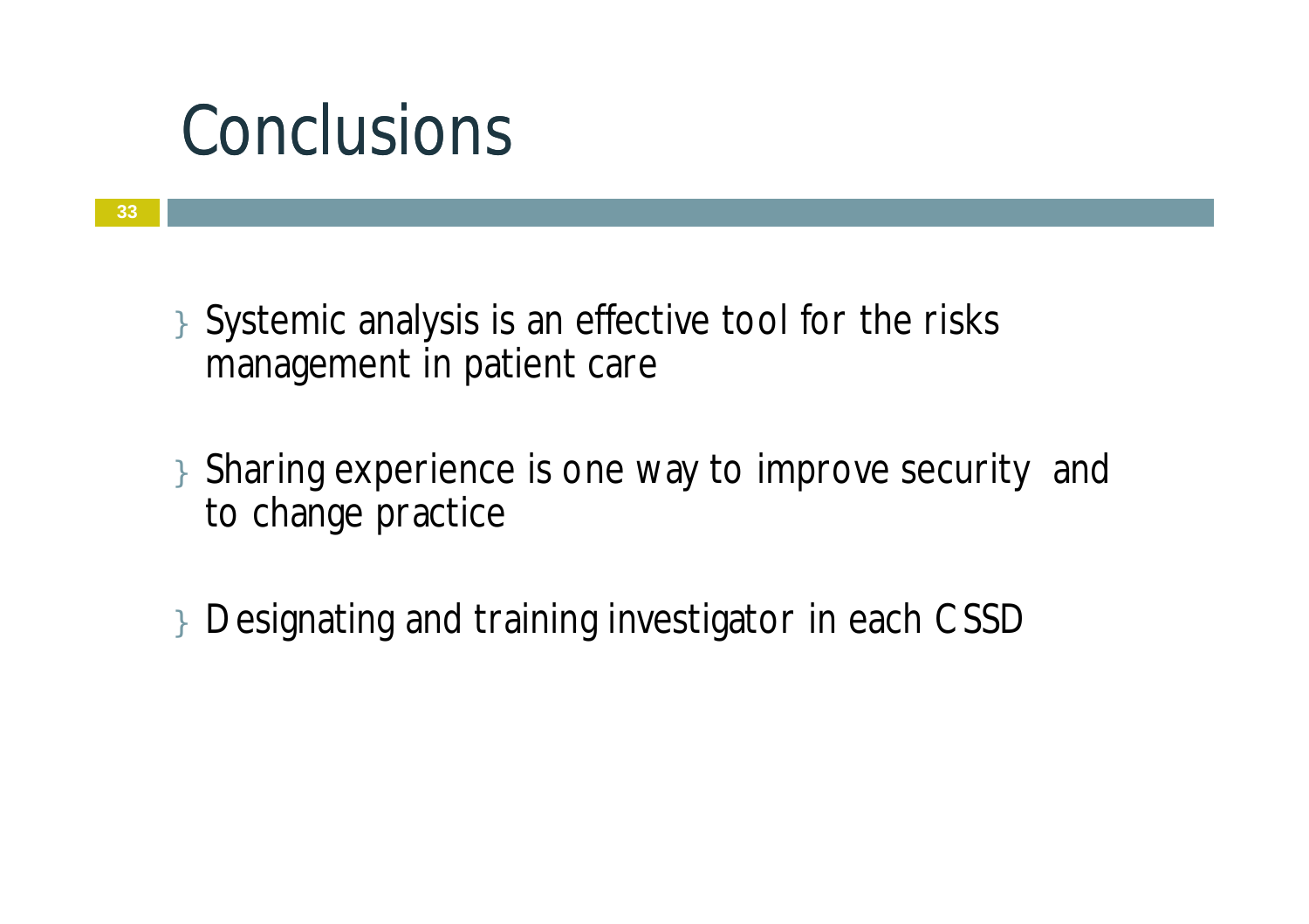# Conclusions

- Systemic analysis is an effective tool for the risks management in patient care
- Sharing experience is one way to improve security and to change practice
- Designating and training investigator in each CSSD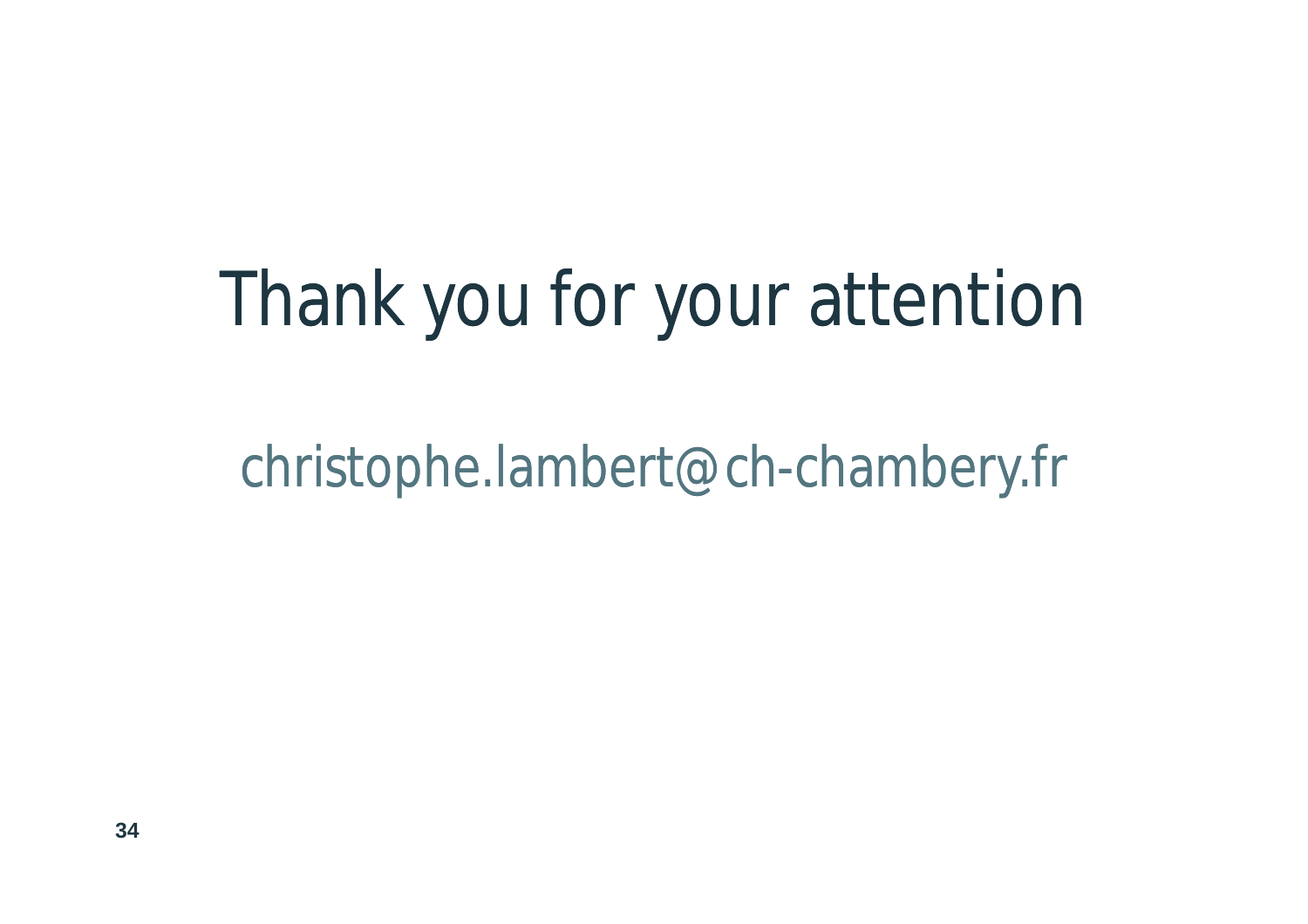# Thank you for your attention

christophe.lambert@ch-chambery.fr